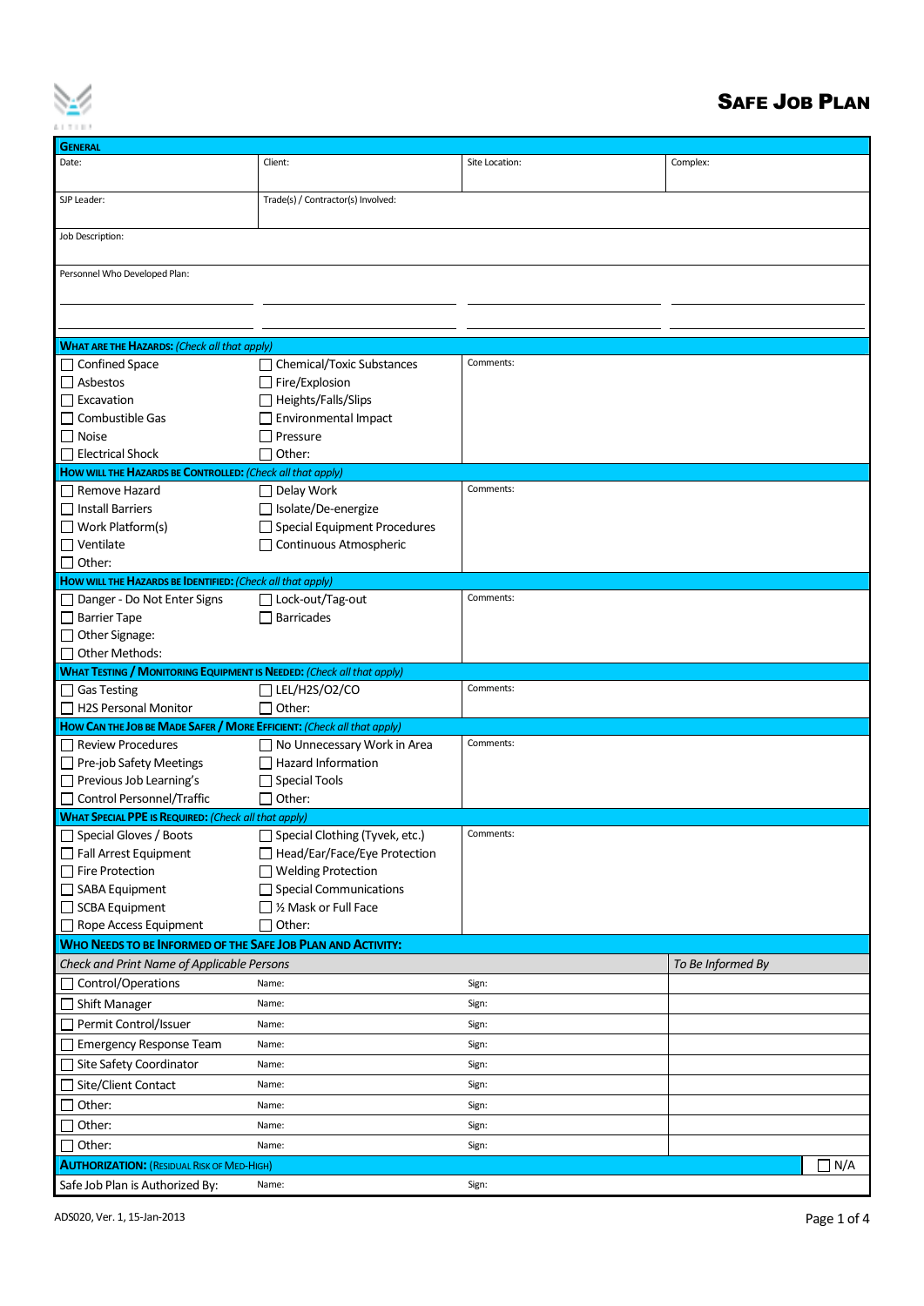# SAFE JOB PLAN

| **GENERAL** | | | |
|---|---|---|---|
| Date: | Client: | Site Location: | Complex: |
| SJP Leader: | Trade(s) / Contractor(s) Involved: | | |
| Job Description: | | | |
| Personnel Who Developed Plan: | | | |

| **WHAT ARE THE HAZARDS:** *(Check all that apply)* | | |
|---|---|---|
| ☐ Confined Space | ☐ Chemical/Toxic Substances | Comments: |
| ☐ Asbestos | ☐ Fire/Explosion | |
| ☐ Excavation | ☐ Heights/Falls/Slips | |
| ☐ Combustible Gas | ☐ Environmental Impact | |
| ☐ Noise | ☐ Pressure | |
| ☐ Electrical Shock | ☐ Other: | |

| **HOW WILL THE HAZARDS BE CONTROLLED:** *(Check all that apply)* | | |
|---|---|---|
| ☐ Remove Hazard | ☐ Delay Work | Comments: |
| ☐ Install Barriers | ☐ Isolate/De-energize | |
| ☐ Work Platform(s) | ☐ Special Equipment Procedures | |
| ☐ Ventilate | ☐ Continuous Atmospheric | |
| ☐ Other: | | |

| **HOW WILL THE HAZARDS BE IDENTIFIED:** *(Check all that apply)* | | |
|---|---|---|
| ☐ Danger - Do Not Enter Signs | ☐ Lock-out/Tag-out | Comments: |
| ☐ Barrier Tape | ☐ Barricades | |
| ☐ Other Signage: | | |
| ☐ Other Methods: | | |

| **WHAT TESTING / MONITORING EQUIPMENT IS NEEDED:** *(Check all that apply)* | | |
|---|---|---|
| ☐ Gas Testing | ☐ LEL/H2S/O2/CO | Comments: |
| ☐ H2S Personal Monitor | ☐ Other: | |

| **HOW CAN THE JOB BE MADE SAFER / MORE EFFICIENT:** *(Check all that apply)* | | |
|---|---|---|
| ☐ Review Procedures | ☐ No Unnecessary Work in Area | Comments: |
| ☐ Pre-job Safety Meetings | ☐ Hazard Information | |
| ☐ Previous Job Learning's | ☐ Special Tools | |
| ☐ Control Personnel/Traffic | ☐ Other: | |

| **WHAT SPECIAL PPE IS REQUIRED:** *(Check all that apply)* | | |
|---|---|---|
| ☐ Special Gloves / Boots | ☐ Special Clothing (Tyvek, etc.) | Comments: |
| ☐ Fall Arrest Equipment | ☐ Head/Ear/Face/Eye Protection | |
| ☐ Fire Protection | ☐ Welding Protection | |
| ☐ SABA Equipment | ☐ Special Communications | |
| ☐ SCBA Equipment | ☐ ½ Mask or Full Face | |
| ☐ Rope Access Equipment | ☐ Other: | |

| **WHO NEEDS TO BE INFORMED OF THE SAFE JOB PLAN AND ACTIVITY:** | | | |
|---|---|---|---|
| *Check and Print Name of Applicable Persons* | | | *To Be Informed By* |
| ☐ Control/Operations | Name: | Sign: | |
| ☐ Shift Manager | Name: | Sign: | |
| ☐ Permit Control/Issuer | Name: | Sign: | |
| ☐ Emergency Response Team | Name: | Sign: | |
| ☐ Site Safety Coordinator | Name: | Sign: | |
| ☐ Site/Client Contact | Name: | Sign: | |
| ☐ Other: | Name: | Sign: | |
| ☐ Other: | Name: | Sign: | |
| ☐ Other: | Name: | Sign: | |

| **AUTHORIZATION:** (RESIDUAL RISK OF MED-HIGH) | | | ☐ N/A |
|---|---|---|---|
| Safe Job Plan is Authorized By: | Name: | Sign: | |

ADS020, Ver. 1, 15-Jan-2013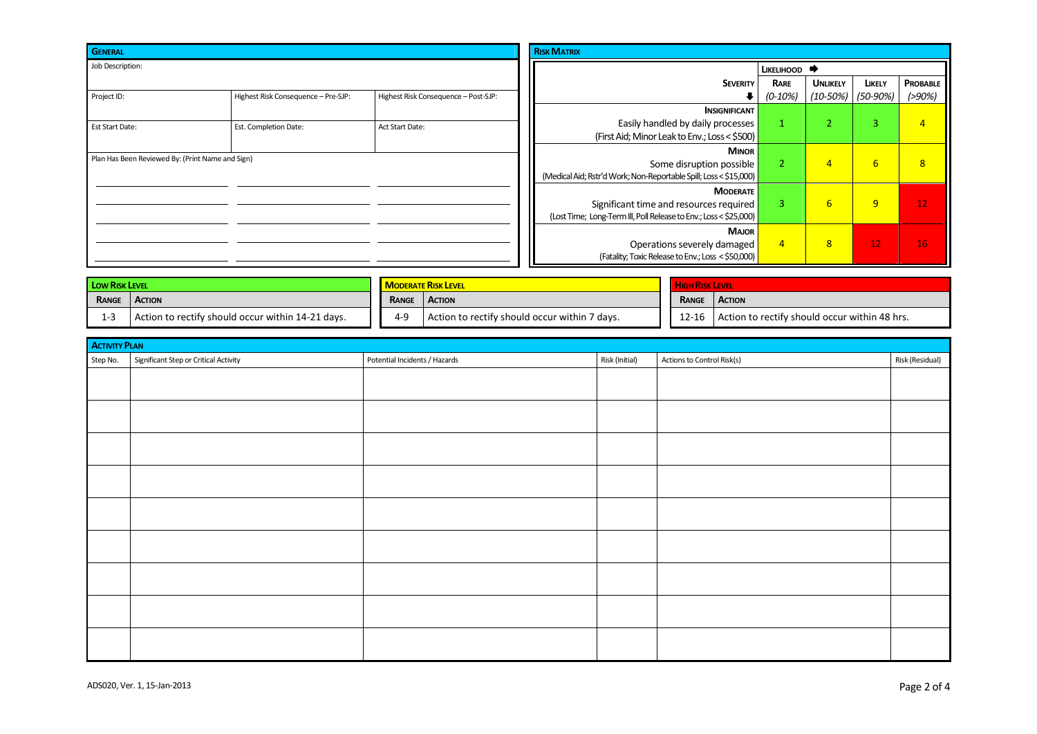## General

| Job Description: | | |
|---|---|---|
| Project ID: | Highest Risk Consequence – Pre-SJP: | Highest Risk Consequence – Post-SJP: |
| Est Start Date: | Est. Completion Date: | Act Start Date: |

Plan Has Been Reviewed By: (Print Name and Sign)

| | | |
|---|---|---|
| | | |
| | | |
| | | |
| | | |
| | | |

## Risk Matrix

| Severity ⬇ / Likelihood ➡ | Rare (0-10%) | Unlikely (10-50%) | Likely (50-90%) | Probable (>90%) |
|---|---|---|---|---|
| **Insignificant** Easily handled by daily processes (First Aid; Minor Leak to Env.; Loss < $500) | 1 | 2 | 3 | 4 |
| **Minor** Some disruption possible (Medical Aid; Rstr'd Work; Non-Reportable Spill; Loss < $15,000) | 2 | 4 | 6 | 8 |
| **Moderate** Significant time and resources required (Lost Time; Long-Term Ill, Poll Release to Env.; Loss < $25,000) | 3 | 6 | 9 | 12 |
| **Major** Operations severely damaged (Fatality; Toxic Release to Env.; Loss < $50,000) | 4 | 8 | 12 | 16 |

## Low Risk Level

| Range | Action |
|---|---|
| 1-3 | Action to rectify should occur within 14-21 days. |

## Moderate Risk Level

| Range | Action |
|---|---|
| 4-9 | Action to rectify should occur within 7 days. |

## High Risk Level

| Range | Action |
|---|---|
| 12-16 | Action to rectify should occur within 48 hrs. |

## Activity Plan

| Step No. | Significant Step or Critical Activity | Potential Incidents / Hazards | Risk (Initial) | Actions to Control Risk(s) | Risk (Residual) |
|---|---|---|---|---|---|
| | | | | | |
| | | | | | |
| | | | | | |
| | | | | | |
| | | | | | |
| | | | | | |
| | | | | | |
| | | | | | |
| | | | | | |

ADS020, Ver. 1, 15-Jan-2013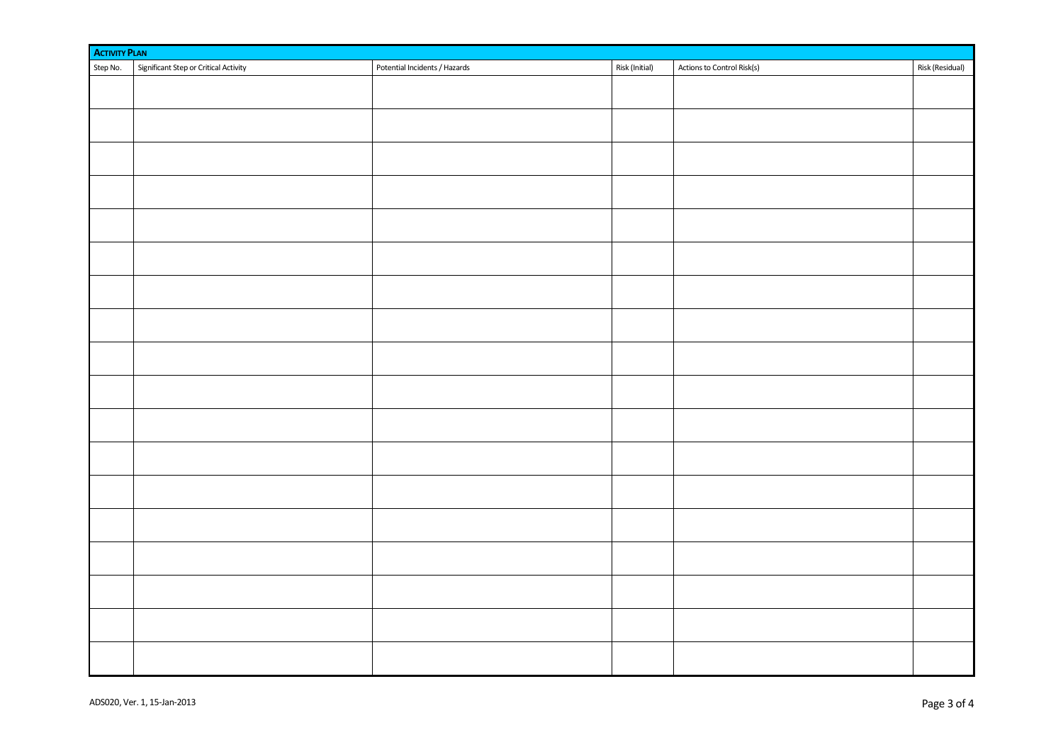| Activity Plan | | | | | |
|---|---|---|---|---|---|
| Step No. | Significant Step or Critical Activity | Potential Incidents / Hazards | Risk (Initial) | Actions to Control Risk(s) | Risk (Residual) |
| | | | | | |
| | | | | | |
| | | | | | |
| | | | | | |
| | | | | | |
| | | | | | |
| | | | | | |
| | | | | | |
| | | | | | |
| | | | | | |
| | | | | | |
| | | | | | |
| | | | | | |
| | | | | | |
| | | | | | |
| | | | | | |
| | | | | | |
| | | | | | |

ADS020, Ver. 1, 15-Jan-2013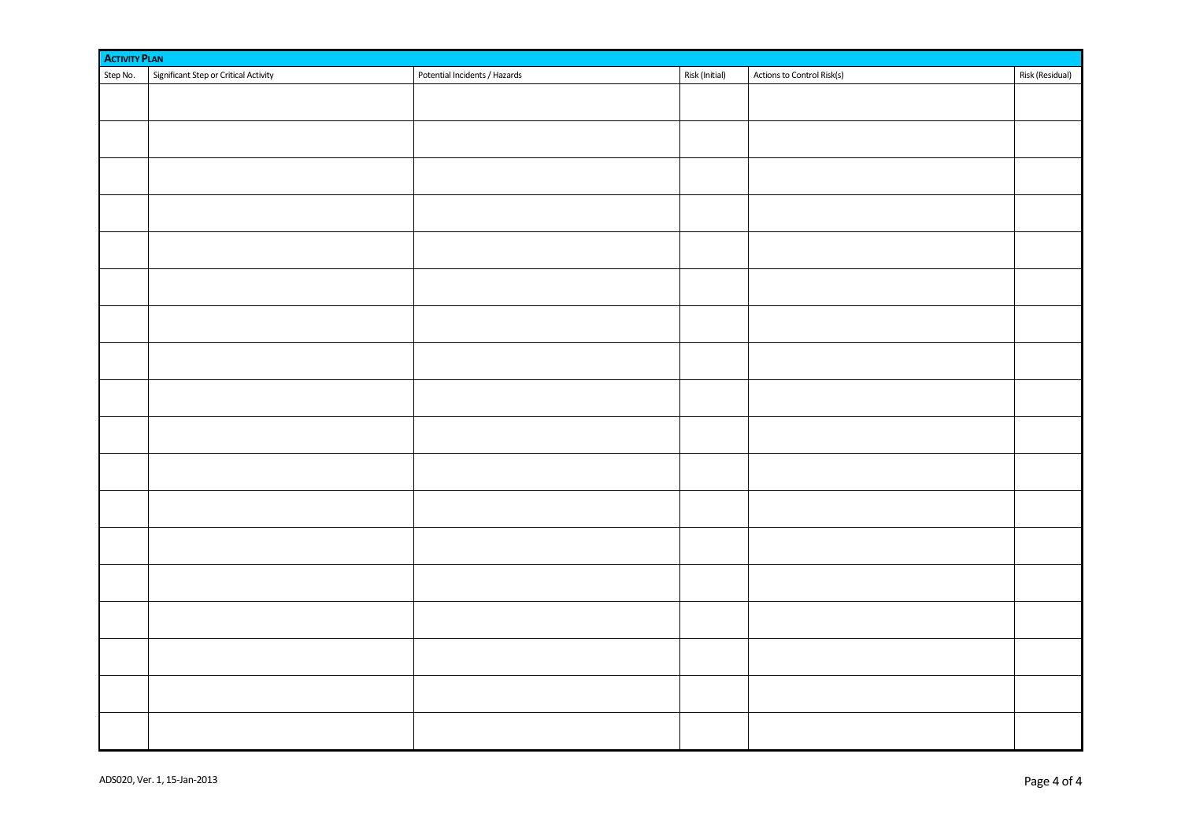## Activity Plan

| Step No. | Significant Step or Critical Activity | Potential Incidents / Hazards | Risk (Initial) | Actions to Control Risk(s) | Risk (Residual) |
|---|---|---|---|---|---|
| | | | | | |
| | | | | | |
| | | | | | |
| | | | | | |
| | | | | | |
| | | | | | |
| | | | | | |
| | | | | | |
| | | | | | |
| | | | | | |
| | | | | | |
| | | | | | |
| | | | | | |
| | | | | | |
| | | | | | |
| | | | | | |
| | | | | | |
| | | | | | |

ADS020, Ver. 1, 15-Jan-2013